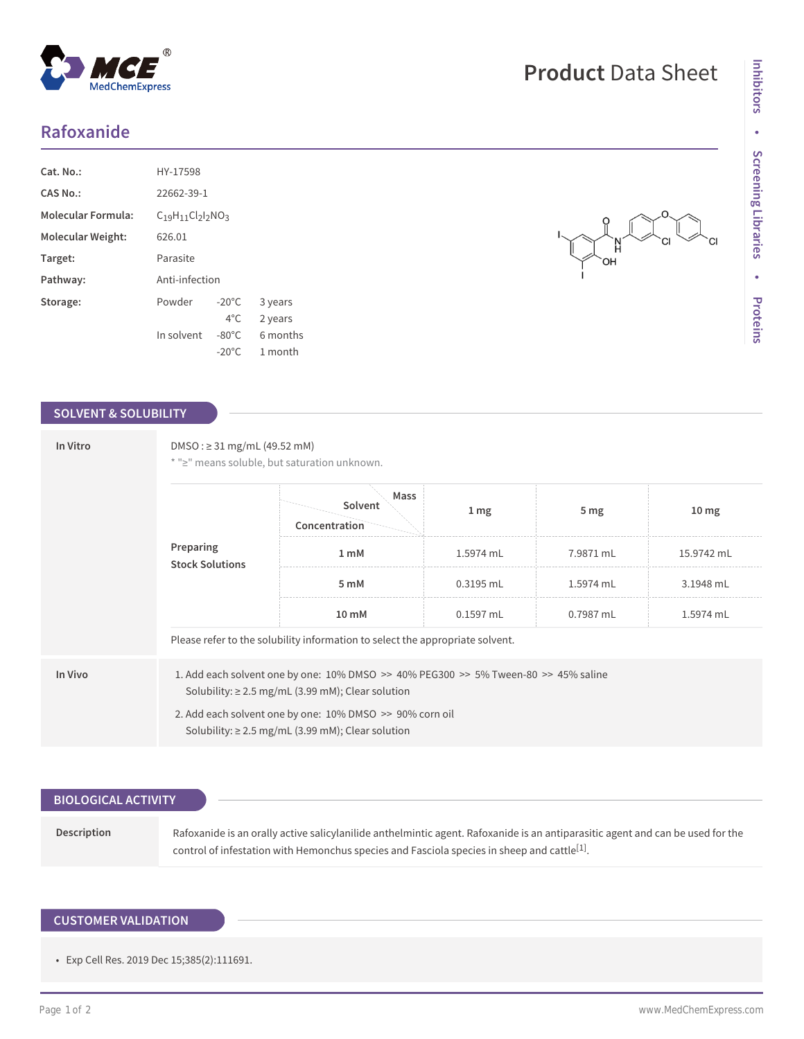# Product Data Sheet

## Rafoxanide

| | | | |
|---|---|---|---|
| **Cat. No.:** | HY-17598 | | |
| **CAS No.:** | 22662-39-1 | | |
| **Molecular Formula:** | $C_{19}H_{11}Cl_2I_2NO_3$ | | |
| **Molecular Weight:** | 626.01 | | |
| **Target:** | Parasite | | |
| **Pathway:** | Anti-infection | | |
| **Storage:** | Powder | -20°C | 3 years |
| | | 4°C | 2 years |
| | In solvent | -80°C | 6 months |
| | | -20°C | 1 month |

## SOLVENT & SOLUBILITY

### In Vitro

DMSO : ≥ 31 mg/mL (49.52 mM)

* "≥" means soluble, but saturation unknown.

**Preparing Stock Solutions**

| Solvent Concentration / Mass | 1 mg | 5 mg | 10 mg |
|---|---|---|---|
| 1 mM | 1.5974 mL | 7.9871 mL | 15.9742 mL |
| 5 mM | 0.3195 mL | 1.5974 mL | 3.1948 mL |
| 10 mM | 0.1597 mL | 0.7987 mL | 1.5974 mL |

Please refer to the solubility information to select the appropriate solvent.

### In Vivo

1. Add each solvent one by one: 10% DMSO >> 40% PEG300 >> 5% Tween-80 >> 45% saline
   Solubility: ≥ 2.5 mg/mL (3.99 mM); Clear solution
2. Add each solvent one by one: 10% DMSO >> 90% corn oil
   Solubility: ≥ 2.5 mg/mL (3.99 mM); Clear solution

## BIOLOGICAL ACTIVITY

**Description**

Rafoxanide is an orally active salicylanilide anthelmintic agent. Rafoxanide is an antiparasitic agent and can be used for the control of infestation with Hemonchus species and Fasciola species in sheep and cattle[1].

## CUSTOMER VALIDATION

- Exp Cell Res. 2019 Dec 15;385(2):111691.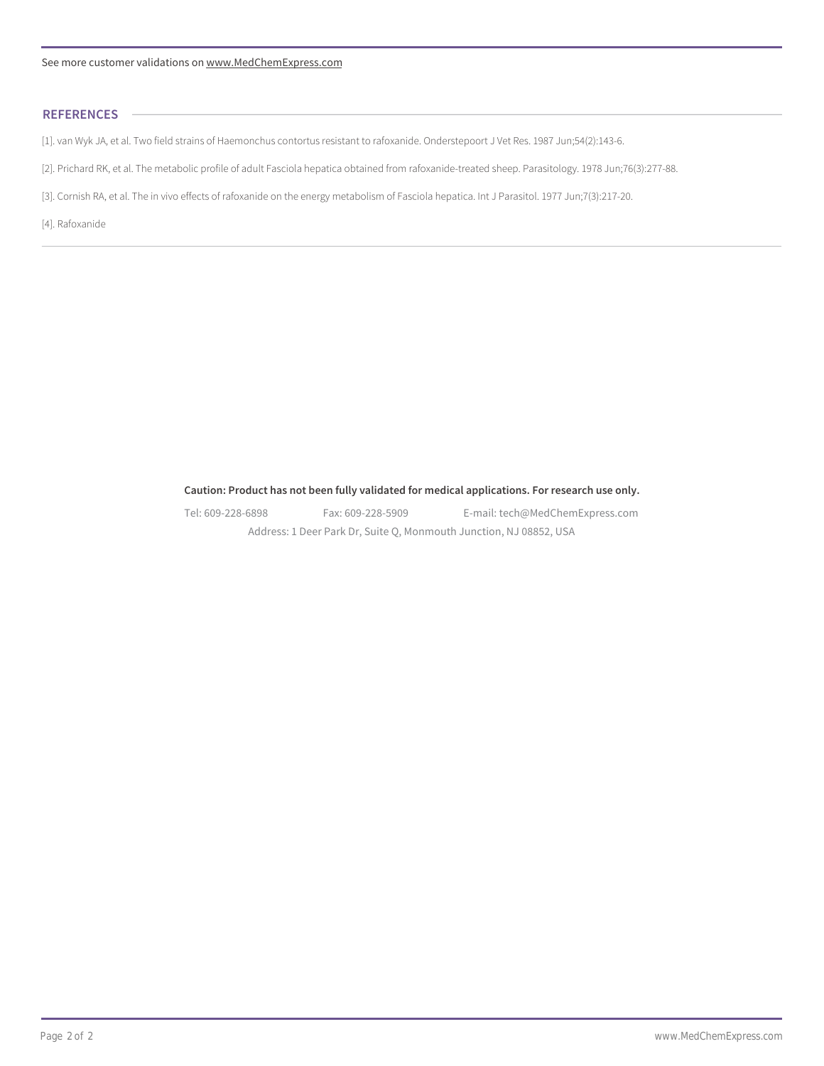See more customer validations on www.MedChemExpress.com

## REFERENCES

[1]. van Wyk JA, et al. Two field strains of Haemonchus contortus resistant to rafoxanide. Onderstepoort J Vet Res. 1987 Jun;54(2):143-6.

[2]. Prichard RK, et al. The metabolic profile of adult Fasciola hepatica obtained from rafoxanide-treated sheep. Parasitology. 1978 Jun;76(3):277-88.

[3]. Cornish RA, et al. The in vivo effects of rafoxanide on the energy metabolism of Fasciola hepatica. Int J Parasitol. 1977 Jun;7(3):217-20.

[4]. Rafoxanide

**Caution: Product has not been fully validated for medical applications. For research use only.**

Tel: 609-228-6898 Fax: 609-228-5909 E-mail: tech@MedChemExpress.com

Address: 1 Deer Park Dr, Suite Q, Monmouth Junction, NJ 08852, USA